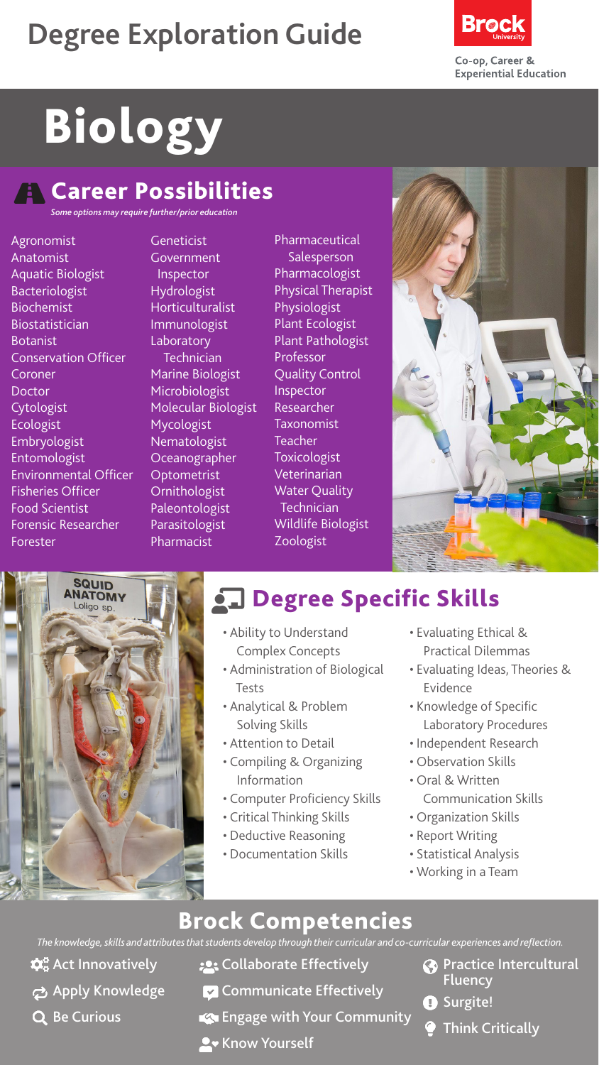# Degree Exploration Guide

Brock University
Co-op, Career & Experiential Education

# Biology

## Career Possibilities

*Some options may require further/prior education*

- Agronomist
- Anatomist
- Aquatic Biologist
- Bacteriologist
- Biochemist
- Biostatistician
- Botanist
- Conservation Officer
- Coroner
- Doctor
- Cytologist
- Ecologist
- Embryologist
- Entomologist
- Environmental Officer
- Fisheries Officer
- Food Scientist
- Forensic Researcher
- Forester
- Geneticist
- Government Inspector
- Hydrologist
- Horticulturalist
- Immunologist
- Laboratory Technician
- Marine Biologist
- Microbiologist
- Molecular Biologist
- Mycologist
- Nematologist
- Oceanographer
- Optometrist
- Ornithologist
- Paleontologist
- Parasitologist
- Pharmacist
- Pharmaceutical Salesperson
- Pharmacologist
- Physical Therapist
- Physiologist
- Plant Ecologist
- Plant Pathologist
- Professor
- Quality Control Inspector
- Researcher
- Taxonomist
- Teacher
- Toxicologist
- Veterinarian
- Water Quality Technician
- Wildlife Biologist
- Zoologist

## Degree Specific Skills

- Ability to Understand Complex Concepts
- Administration of Biological Tests
- Analytical & Problem Solving Skills
- Attention to Detail
- Compiling & Organizing Information
- Computer Proficiency Skills
- Critical Thinking Skills
- Deductive Reasoning
- Documentation Skills
- Evaluating Ethical & Practical Dilemmas
- Evaluating Ideas, Theories & Evidence
- Knowledge of Specific Laboratory Procedures
- Independent Research
- Observation Skills
- Oral & Written Communication Skills
- Organization Skills
- Report Writing
- Statistical Analysis
- Working in a Team

## Brock Competencies

*The knowledge, skills and attributes that students develop through their curricular and co-curricular experiences and reflection.*

- Act Innovatively
- Apply Knowledge
- Be Curious
- Collaborate Effectively
- Communicate Effectively
- Engage with Your Community
- Know Yourself
- Practice Intercultural Fluency
- Surgite!
- Think Critically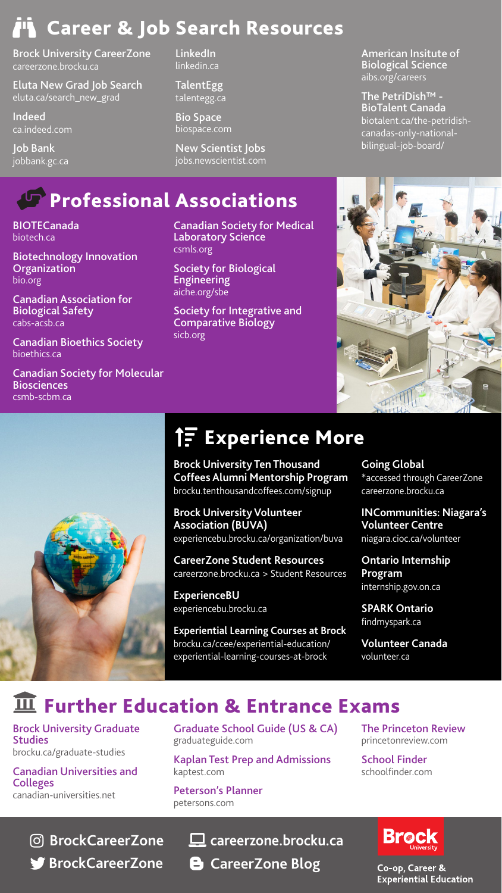# Career & Job Search Resources

**Brock University CareerZone**
careerzone.brocku.ca

**Eluta New Grad Job Search**
eluta.ca/search_new_grad

**Indeed**
ca.indeed.com

**Job Bank**
jobbank.gc.ca

**LinkedIn**
linkedin.ca

**TalentEgg**
talentegg.ca

**Bio Space**
biospace.com

**New Scientist Jobs**
jobs.newscientist.com

**American Insitute of Biological Science**
aibs.org/careers

**The PetriDish™ - BioTalent Canada**
biotalent.ca/the-petridish-canadas-only-national-bilingual-job-board/

# Professional Associations

**BIOTECanada**
biotech.ca

**Biotechnology Innovation Organization**
bio.org

**Canadian Association for Biological Safety**
cabs-acsb.ca

**Canadian Bioethics Society**
bioethics.ca

**Canadian Society for Molecular Biosciences**
csmb-scbm.ca

**Canadian Society for Medical Laboratory Science**
csmls.org

**Society for Biological Engineering**
aiche.org/sbe

**Society for Integrative and Comparative Biology**
sicb.org

# Experience More

**Brock University Ten Thousand Coffees Alumni Mentorship Program**
brocku.tenthousandcoffees.com/signup

**Brock University Volunteer Association (BUVA)**
experiencebu.brocku.ca/organization/buva

**CareerZone Student Resources**
careerzone.brocku.ca > Student Resources

**ExperienceBU**
experiencebu.brocku.ca

**Experiential Learning Courses at Brock**
brocku.ca/ccee/experiential-education/experiential-learning-courses-at-brock

**Going Global**
*accessed through CareerZone
careerzone.brocku.ca

**INCommunities: Niagara's Volunteer Centre**
niagara.cioc.ca/volunteer

**Ontario Internship Program**
internship.gov.on.ca

**SPARK Ontario**
findmyspark.ca

**Volunteer Canada**
volunteer.ca

# Further Education & Entrance Exams

**Brock University Graduate Studies**
brocku.ca/graduate-studies

**Canadian Universities and Colleges**
canadian-universities.net

**Graduate School Guide (US & CA)**
graduateguide.com

**Kaplan Test Prep and Admissions**
kaptest.com

**Peterson's Planner**
petersons.com

**The Princeton Review**
princetonreview.com

**School Finder**
schoolfinder.com

BrockCareerZone
BrockCareerZone
careerzone.brocku.ca
CareerZone Blog

Brock University
Co-op, Career & Experiential Education